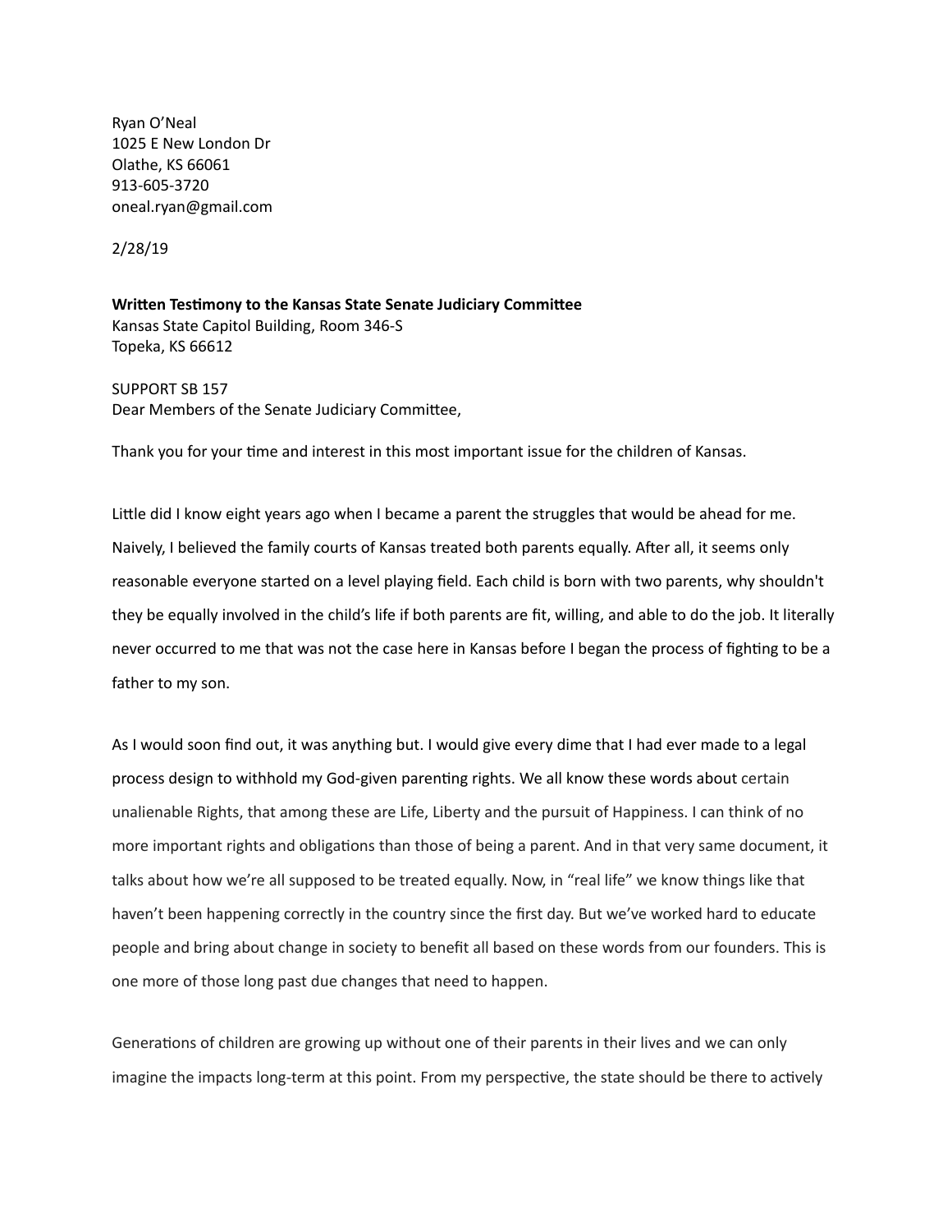Ryan O'Neal
1025 E New London Dr
Olathe, KS 66061
913-605-3720
oneal.ryan@gmail.com

2/28/19

**Written Testimony to the Kansas State Senate Judiciary Committee**
Kansas State Capitol Building, Room 346-S
Topeka, KS 66612

SUPPORT SB 157
Dear Members of the Senate Judiciary Committee,

Thank you for your time and interest in this most important issue for the children of Kansas.

Little did I know eight years ago when I became a parent the struggles that would be ahead for me. Naively, I believed the family courts of Kansas treated both parents equally. After all, it seems only reasonable everyone started on a level playing field. Each child is born with two parents, why shouldn't they be equally involved in the child's life if both parents are fit, willing, and able to do the job. It literally never occurred to me that was not the case here in Kansas before I began the process of fighting to be a father to my son.

As I would soon find out, it was anything but. I would give every dime that I had ever made to a legal process design to withhold my God-given parenting rights. We all know these words about certain unalienable Rights, that among these are Life, Liberty and the pursuit of Happiness. I can think of no more important rights and obligations than those of being a parent. And in that very same document, it talks about how we're all supposed to be treated equally. Now, in "real life" we know things like that haven't been happening correctly in the country since the first day. But we've worked hard to educate people and bring about change in society to benefit all based on these words from our founders. This is one more of those long past due changes that need to happen.

Generations of children are growing up without one of their parents in their lives and we can only imagine the impacts long-term at this point. From my perspective, the state should be there to actively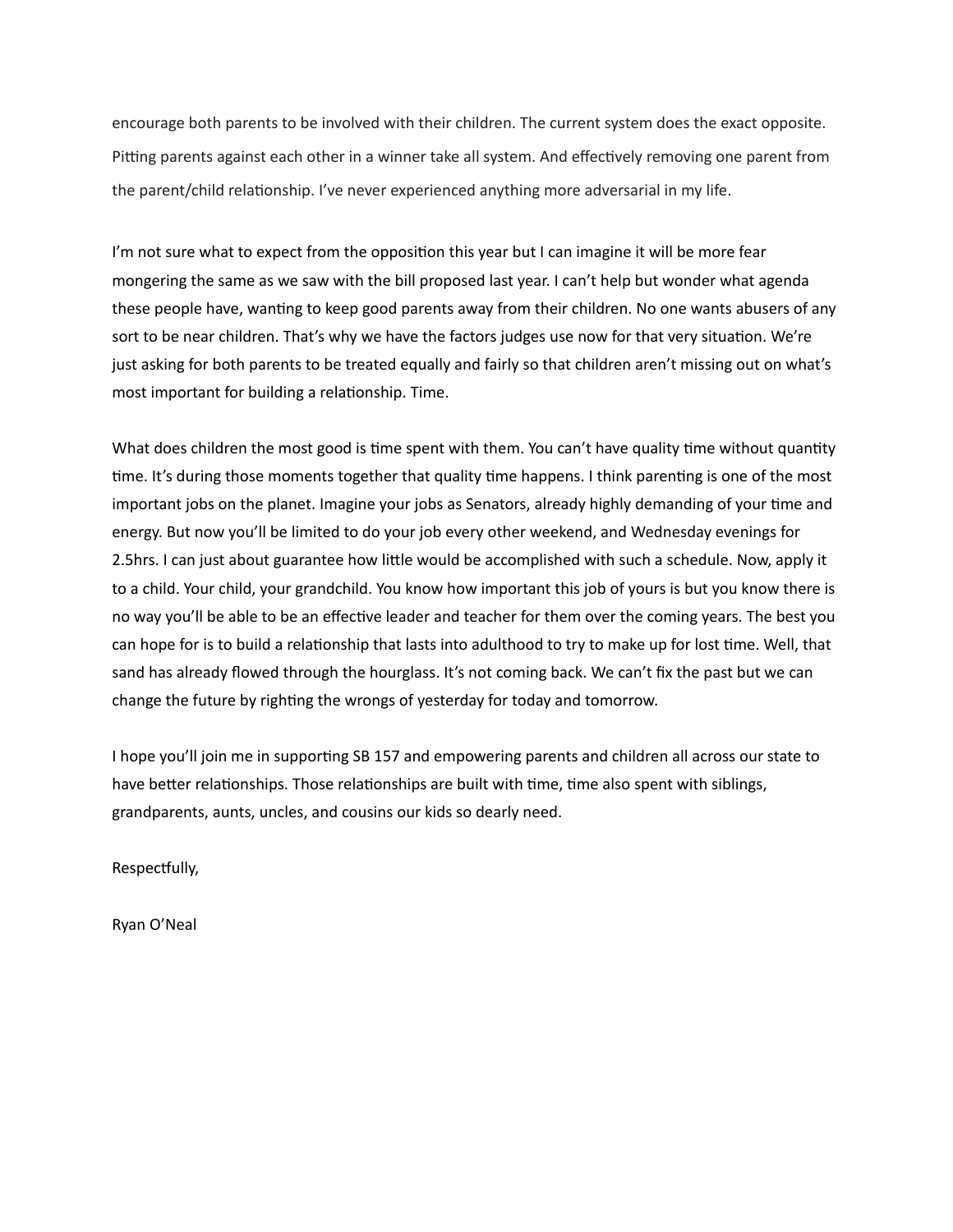encourage both parents to be involved with their children. The current system does the exact opposite. Pitting parents against each other in a winner take all system. And effectively removing one parent from the parent/child relationship. I've never experienced anything more adversarial in my life.

I'm not sure what to expect from the opposition this year but I can imagine it will be more fear mongering the same as we saw with the bill proposed last year. I can't help but wonder what agenda these people have, wanting to keep good parents away from their children. No one wants abusers of any sort to be near children. That's why we have the factors judges use now for that very situation. We're just asking for both parents to be treated equally and fairly so that children aren't missing out on what's most important for building a relationship. Time.

What does children the most good is time spent with them. You can't have quality time without quantity time. It's during those moments together that quality time happens. I think parenting is one of the most important jobs on the planet. Imagine your jobs as Senators, already highly demanding of your time and energy. But now you'll be limited to do your job every other weekend, and Wednesday evenings for 2.5hrs. I can just about guarantee how little would be accomplished with such a schedule. Now, apply it to a child. Your child, your grandchild. You know how important this job of yours is but you know there is no way you'll be able to be an effective leader and teacher for them over the coming years. The best you can hope for is to build a relationship that lasts into adulthood to try to make up for lost time. Well, that sand has already flowed through the hourglass. It's not coming back. We can't fix the past but we can change the future by righting the wrongs of yesterday for today and tomorrow.

I hope you'll join me in supporting SB 157 and empowering parents and children all across our state to have better relationships. Those relationships are built with time, time also spent with siblings, grandparents, aunts, uncles, and cousins our kids so dearly need.

Respectfully,

Ryan O'Neal